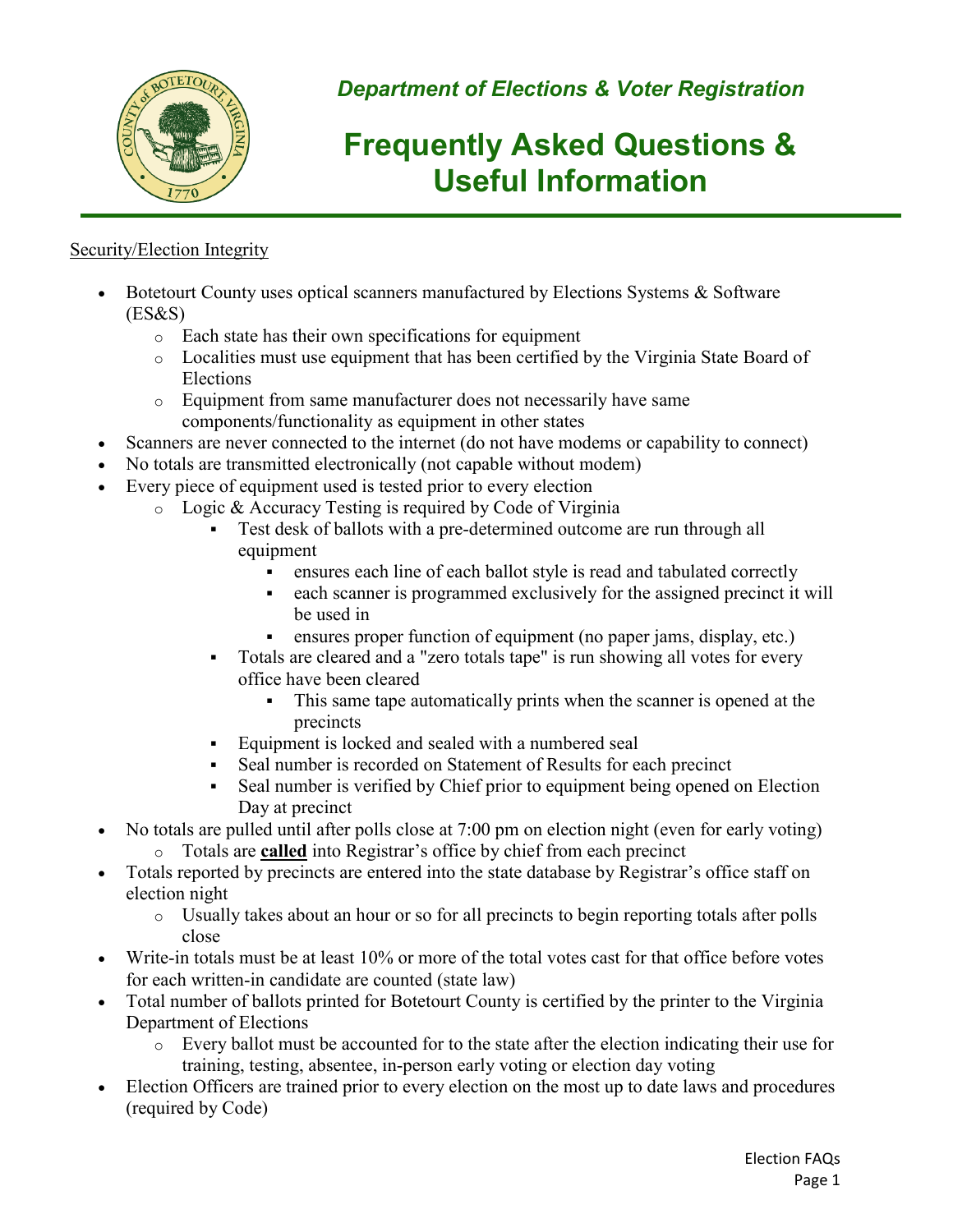*Department of Elections & Voter Registration*

# Frequently Asked Questions & Useful Information

Security/Election Integrity

- Botetourt County uses optical scanners manufactured by Elections Systems & Software (ES&S)
  - Each state has their own specifications for equipment
  - Localities must use equipment that has been certified by the Virginia State Board of Elections
  - Equipment from same manufacturer does not necessarily have same components/functionality as equipment in other states
- Scanners are never connected to the internet (do not have modems or capability to connect)
- No totals are transmitted electronically (not capable without modem)
- Every piece of equipment used is tested prior to every election
  - Logic & Accuracy Testing is required by Code of Virginia
    - Test desk of ballots with a pre-determined outcome are run through all equipment
      - ensures each line of each ballot style is read and tabulated correctly
      - each scanner is programmed exclusively for the assigned precinct it will be used in
      - ensures proper function of equipment (no paper jams, display, etc.)
    - Totals are cleared and a "zero totals tape" is run showing all votes for every office have been cleared
      - This same tape automatically prints when the scanner is opened at the precincts
    - Equipment is locked and sealed with a numbered seal
    - Seal number is recorded on Statement of Results for each precinct
    - Seal number is verified by Chief prior to equipment being opened on Election Day at precinct
- No totals are pulled until after polls close at 7:00 pm on election night (even for early voting)
  - Totals are **called** into Registrar's office by chief from each precinct
- Totals reported by precincts are entered into the state database by Registrar's office staff on election night
  - Usually takes about an hour or so for all precincts to begin reporting totals after polls close
- Write-in totals must be at least 10% or more of the total votes cast for that office before votes for each written-in candidate are counted (state law)
- Total number of ballots printed for Botetourt County is certified by the printer to the Virginia Department of Elections
  - Every ballot must be accounted for to the state after the election indicating their use for training, testing, absentee, in-person early voting or election day voting
- Election Officers are trained prior to every election on the most up to date laws and procedures (required by Code)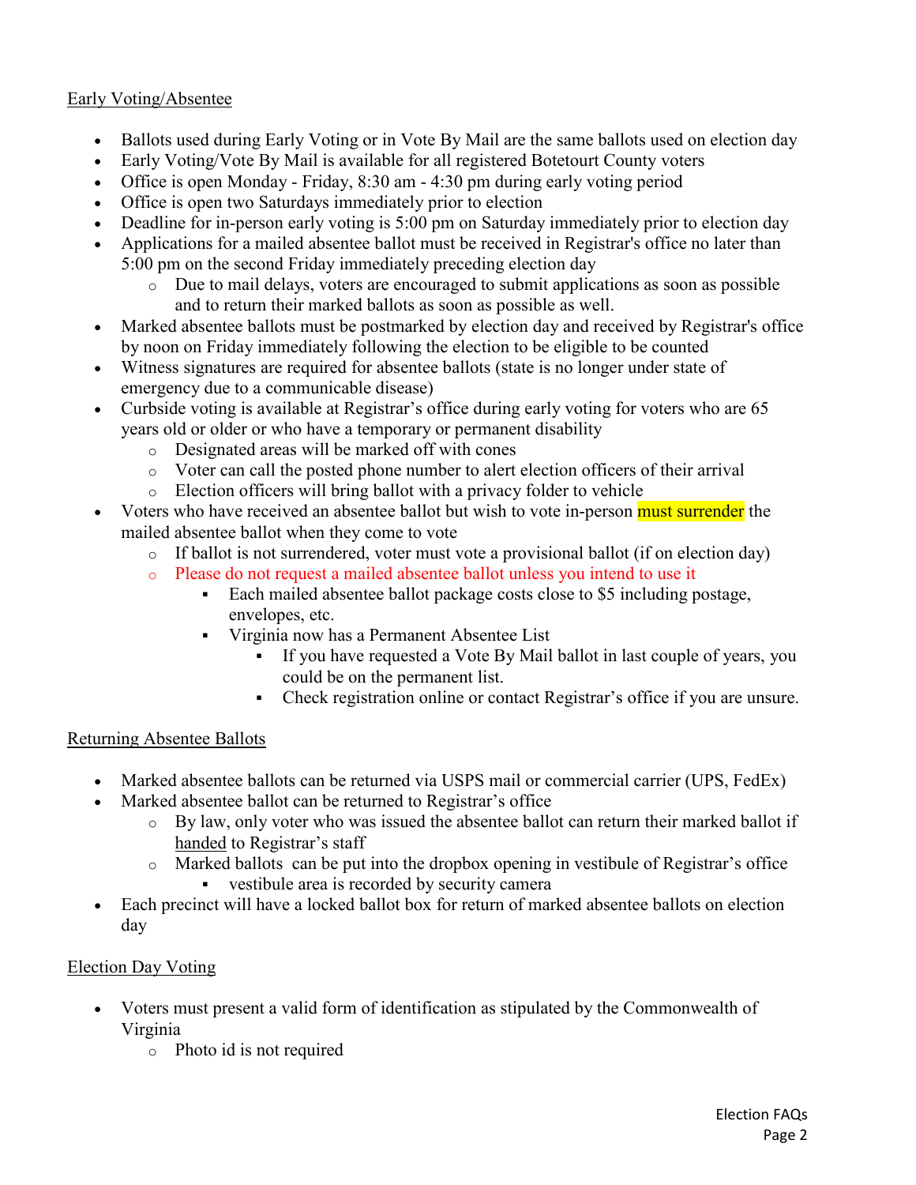## Early Voting/Absentee

- Ballots used during Early Voting or in Vote By Mail are the same ballots used on election day
- Early Voting/Vote By Mail is available for all registered Botetourt County voters
- Office is open Monday - Friday, 8:30 am - 4:30 pm during early voting period
- Office is open two Saturdays immediately prior to election
- Deadline for in-person early voting is 5:00 pm on Saturday immediately prior to election day
- Applications for a mailed absentee ballot must be received in Registrar's office no later than 5:00 pm on the second Friday immediately preceding election day
  - Due to mail delays, voters are encouraged to submit applications as soon as possible and to return their marked ballots as soon as possible as well.
- Marked absentee ballots must be postmarked by election day and received by Registrar's office by noon on Friday immediately following the election to be eligible to be counted
- Witness signatures are required for absentee ballots (state is no longer under state of emergency due to a communicable disease)
- Curbside voting is available at Registrar's office during early voting for voters who are 65 years old or older or who have a temporary or permanent disability
  - Designated areas will be marked off with cones
  - Voter can call the posted phone number to alert election officers of their arrival
  - Election officers will bring ballot with a privacy folder to vehicle
- Voters who have received an absentee ballot but wish to vote in-person **must surrender** the mailed absentee ballot when they come to vote
  - If ballot is not surrendered, voter must vote a provisional ballot (if on election day)
  - Please do not request a mailed absentee ballot unless you intend to use it
    - Each mailed absentee ballot package costs close to $5 including postage, envelopes, etc.
    - Virginia now has a Permanent Absentee List
      - If you have requested a Vote By Mail ballot in last couple of years, you could be on the permanent list.
      - Check registration online or contact Registrar's office if you are unsure.

## Returning Absentee Ballots

- Marked absentee ballots can be returned via USPS mail or commercial carrier (UPS, FedEx)
- Marked absentee ballot can be returned to Registrar's office
  - By law, only voter who was issued the absentee ballot can return their marked ballot if handed to Registrar's staff
  - Marked ballots can be put into the dropbox opening in vestibule of Registrar's office
    - vestibule area is recorded by security camera
- Each precinct will have a locked ballot box for return of marked absentee ballots on election day

## Election Day Voting

- Voters must present a valid form of identification as stipulated by the Commonwealth of Virginia
  - Photo id is not required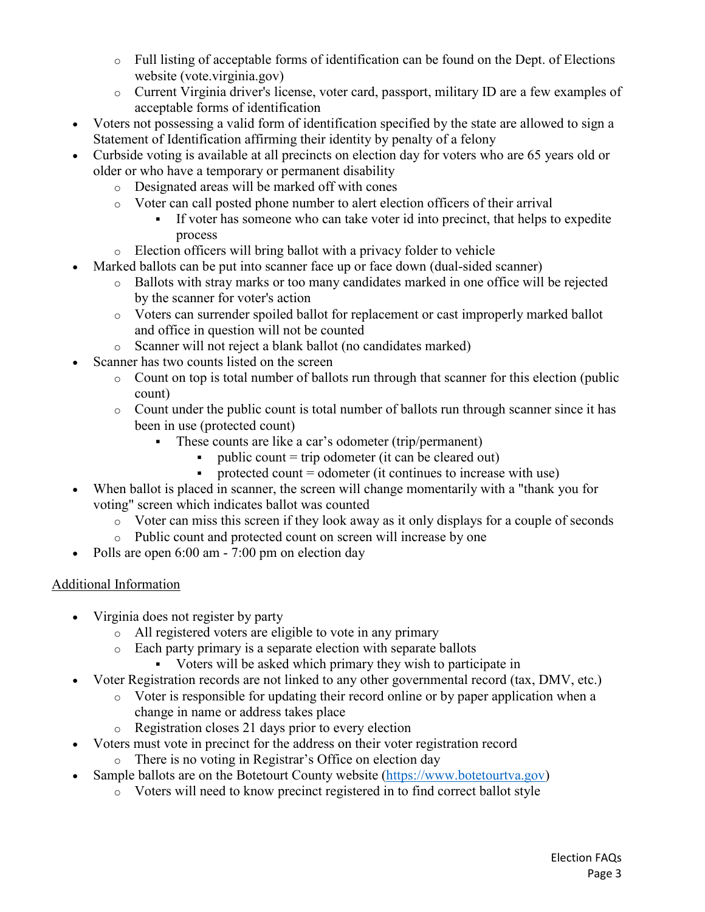- Full listing of acceptable forms of identification can be found on the Dept. of Elections website (vote.virginia.gov)
    - Current Virginia driver's license, voter card, passport, military ID are a few examples of acceptable forms of identification
- Voters not possessing a valid form of identification specified by the state are allowed to sign a Statement of Identification affirming their identity by penalty of a felony
- Curbside voting is available at all precincts on election day for voters who are 65 years old or older or who have a temporary or permanent disability
    - Designated areas will be marked off with cones
    - Voter can call posted phone number to alert election officers of their arrival
        - If voter has someone who can take voter id into precinct, that helps to expedite process
    - Election officers will bring ballot with a privacy folder to vehicle
- Marked ballots can be put into scanner face up or face down (dual-sided scanner)
    - Ballots with stray marks or too many candidates marked in one office will be rejected by the scanner for voter's action
    - Voters can surrender spoiled ballot for replacement or cast improperly marked ballot and office in question will not be counted
    - Scanner will not reject a blank ballot (no candidates marked)
- Scanner has two counts listed on the screen
    - Count on top is total number of ballots run through that scanner for this election (public count)
    - Count under the public count is total number of ballots run through scanner since it has been in use (protected count)
        - These counts are like a car's odometer (trip/permanent)
            - public count = trip odometer (it can be cleared out)
            - protected count = odometer (it continues to increase with use)
- When ballot is placed in scanner, the screen will change momentarily with a "thank you for voting" screen which indicates ballot was counted
    - Voter can miss this screen if they look away as it only displays for a couple of seconds
    - Public count and protected count on screen will increase by one
- Polls are open 6:00 am - 7:00 pm on election day

## Additional Information

- Virginia does not register by party
    - All registered voters are eligible to vote in any primary
    - Each party primary is a separate election with separate ballots
        - Voters will be asked which primary they wish to participate in
- Voter Registration records are not linked to any other governmental record (tax, DMV, etc.)
    - Voter is responsible for updating their record online or by paper application when a change in name or address takes place
    - Registration closes 21 days prior to every election
- Voters must vote in precinct for the address on their voter registration record
    - There is no voting in Registrar's Office on election day
- Sample ballots are on the Botetourt County website (https://www.botetourtva.gov)
    - Voters will need to know precinct registered in to find correct ballot style